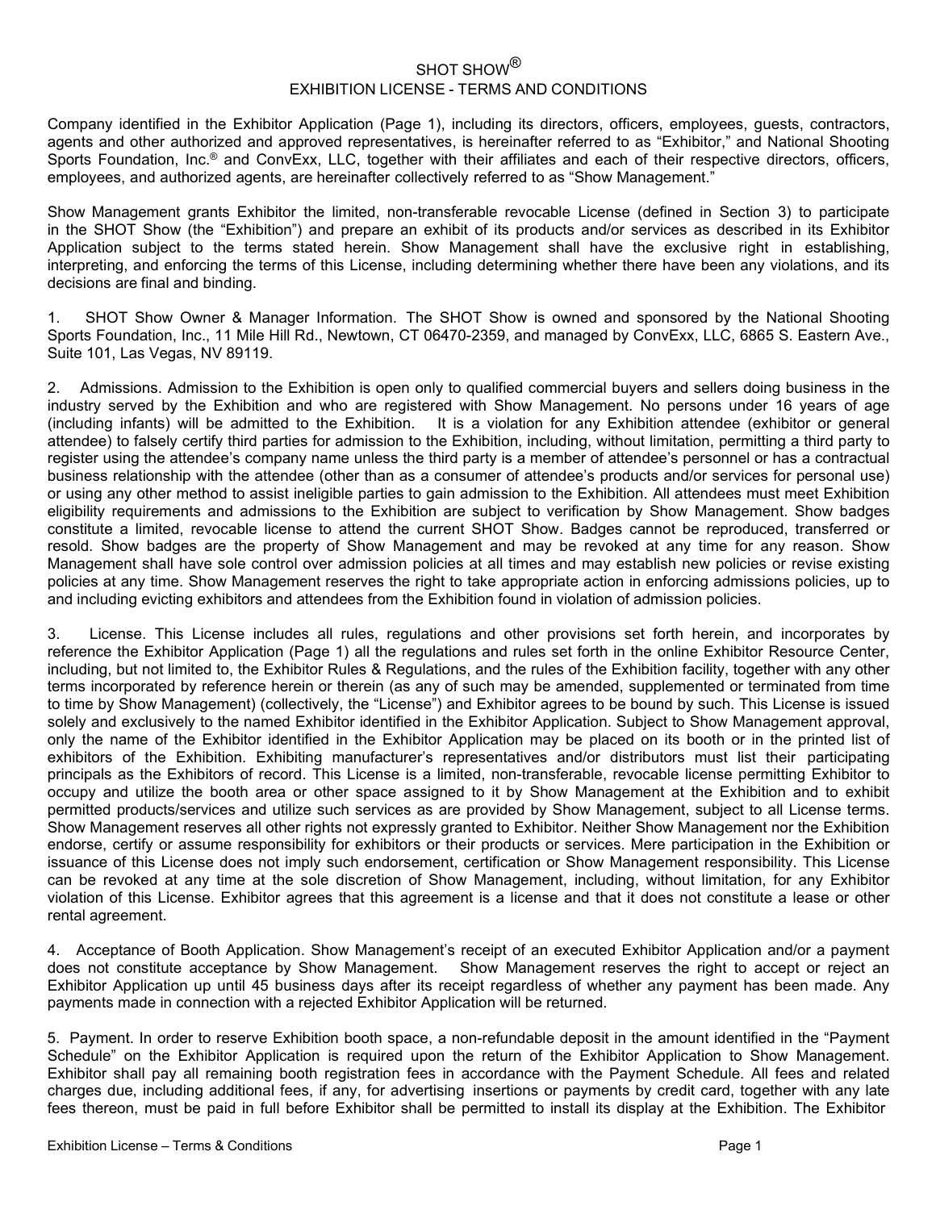# SHOT SHOW®

## EXHIBITION LICENSE - TERMS AND CONDITIONS

Company identified in the Exhibitor Application (Page 1), including its directors, officers, employees, guests, contractors, agents and other authorized and approved representatives, is hereinafter referred to as "Exhibitor," and National Shooting Sports Foundation, Inc.® and ConvExx, LLC, together with their affiliates and each of their respective directors, officers, employees, and authorized agents, are hereinafter collectively referred to as "Show Management."

Show Management grants Exhibitor the limited, non-transferable revocable License (defined in Section 3) to participate in the SHOT Show (the "Exhibition") and prepare an exhibit of its products and/or services as described in its Exhibitor Application subject to the terms stated herein. Show Management shall have the exclusive right in establishing, interpreting, and enforcing the terms of this License, including determining whether there have been any violations, and its decisions are final and binding.

1. SHOT Show Owner & Manager Information. The SHOT Show is owned and sponsored by the National Shooting Sports Foundation, Inc., 11 Mile Hill Rd., Newtown, CT 06470-2359, and managed by ConvExx, LLC, 6865 S. Eastern Ave., Suite 101, Las Vegas, NV 89119.

2. Admissions. Admission to the Exhibition is open only to qualified commercial buyers and sellers doing business in the industry served by the Exhibition and who are registered with Show Management. No persons under 16 years of age (including infants) will be admitted to the Exhibition. It is a violation for any Exhibition attendee (exhibitor or general attendee) to falsely certify third parties for admission to the Exhibition, including, without limitation, permitting a third party to register using the attendee's company name unless the third party is a member of attendee's personnel or has a contractual business relationship with the attendee (other than as a consumer of attendee's products and/or services for personal use) or using any other method to assist ineligible parties to gain admission to the Exhibition. All attendees must meet Exhibition eligibility requirements and admissions to the Exhibition are subject to verification by Show Management. Show badges constitute a limited, revocable license to attend the current SHOT Show. Badges cannot be reproduced, transferred or resold. Show badges are the property of Show Management and may be revoked at any time for any reason. Show Management shall have sole control over admission policies at all times and may establish new policies or revise existing policies at any time. Show Management reserves the right to take appropriate action in enforcing admissions policies, up to and including evicting exhibitors and attendees from the Exhibition found in violation of admission policies.

3. License. This License includes all rules, regulations and other provisions set forth herein, and incorporates by reference the Exhibitor Application (Page 1) all the regulations and rules set forth in the online Exhibitor Resource Center, including, but not limited to, the Exhibitor Rules & Regulations, and the rules of the Exhibition facility, together with any other terms incorporated by reference herein or therein (as any of such may be amended, supplemented or terminated from time to time by Show Management) (collectively, the "License") and Exhibitor agrees to be bound by such. This License is issued solely and exclusively to the named Exhibitor identified in the Exhibitor Application. Subject to Show Management approval, only the name of the Exhibitor identified in the Exhibitor Application may be placed on its booth or in the printed list of exhibitors of the Exhibition. Exhibiting manufacturer's representatives and/or distributors must list their participating principals as the Exhibitors of record. This License is a limited, non-transferable, revocable license permitting Exhibitor to occupy and utilize the booth area or other space assigned to it by Show Management at the Exhibition and to exhibit permitted products/services and utilize such services as are provided by Show Management, subject to all License terms. Show Management reserves all other rights not expressly granted to Exhibitor. Neither Show Management nor the Exhibition endorse, certify or assume responsibility for exhibitors or their products or services. Mere participation in the Exhibition or issuance of this License does not imply such endorsement, certification or Show Management responsibility. This License can be revoked at any time at the sole discretion of Show Management, including, without limitation, for any Exhibitor violation of this License. Exhibitor agrees that this agreement is a license and that it does not constitute a lease or other rental agreement.

4. Acceptance of Booth Application. Show Management's receipt of an executed Exhibitor Application and/or a payment does not constitute acceptance by Show Management. Show Management reserves the right to accept or reject an Exhibitor Application up until 45 business days after its receipt regardless of whether any payment has been made. Any payments made in connection with a rejected Exhibitor Application will be returned.

5. Payment. In order to reserve Exhibition booth space, a non-refundable deposit in the amount identified in the "Payment Schedule" on the Exhibitor Application is required upon the return of the Exhibitor Application to Show Management. Exhibitor shall pay all remaining booth registration fees in accordance with the Payment Schedule. All fees and related charges due, including additional fees, if any, for advertising insertions or payments by credit card, together with any late fees thereon, must be paid in full before Exhibitor shall be permitted to install its display at the Exhibition. The Exhibitor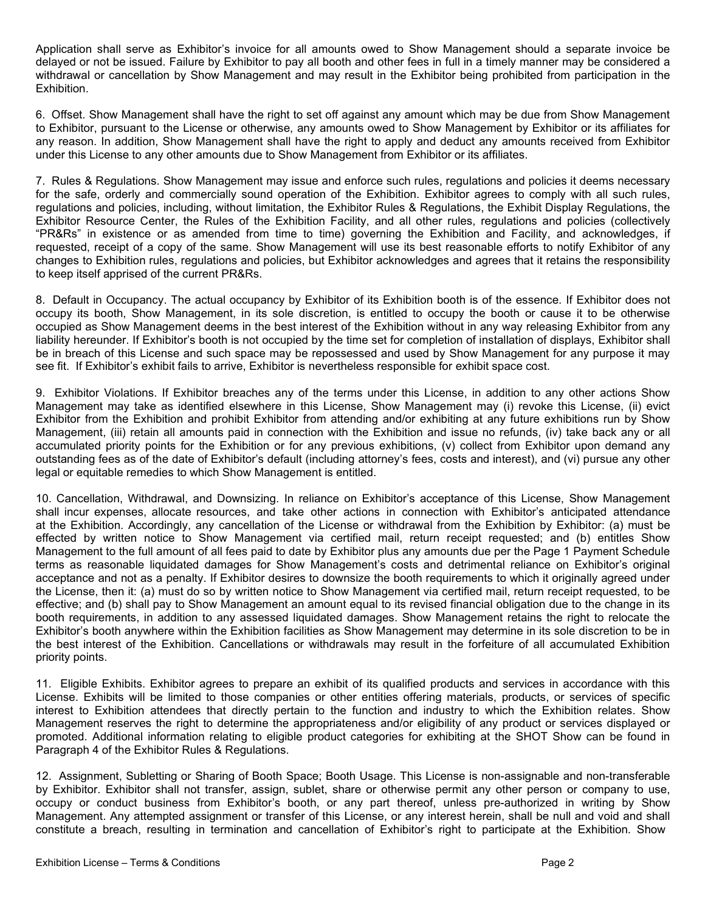Application shall serve as Exhibitor's invoice for all amounts owed to Show Management should a separate invoice be delayed or not be issued. Failure by Exhibitor to pay all booth and other fees in full in a timely manner may be considered a withdrawal or cancellation by Show Management and may result in the Exhibitor being prohibited from participation in the Exhibition.

6. Offset. Show Management shall have the right to set off against any amount which may be due from Show Management to Exhibitor, pursuant to the License or otherwise, any amounts owed to Show Management by Exhibitor or its affiliates for any reason. In addition, Show Management shall have the right to apply and deduct any amounts received from Exhibitor under this License to any other amounts due to Show Management from Exhibitor or its affiliates.

7. Rules & Regulations. Show Management may issue and enforce such rules, regulations and policies it deems necessary for the safe, orderly and commercially sound operation of the Exhibition. Exhibitor agrees to comply with all such rules, regulations and policies, including, without limitation, the Exhibitor Rules & Regulations, the Exhibit Display Regulations, the Exhibitor Resource Center, the Rules of the Exhibition Facility, and all other rules, regulations and policies (collectively "PR&Rs" in existence or as amended from time to time) governing the Exhibition and Facility, and acknowledges, if requested, receipt of a copy of the same. Show Management will use its best reasonable efforts to notify Exhibitor of any changes to Exhibition rules, regulations and policies, but Exhibitor acknowledges and agrees that it retains the responsibility to keep itself apprised of the current PR&Rs.

8. Default in Occupancy. The actual occupancy by Exhibitor of its Exhibition booth is of the essence. If Exhibitor does not occupy its booth, Show Management, in its sole discretion, is entitled to occupy the booth or cause it to be otherwise occupied as Show Management deems in the best interest of the Exhibition without in any way releasing Exhibitor from any liability hereunder. If Exhibitor's booth is not occupied by the time set for completion of installation of displays, Exhibitor shall be in breach of this License and such space may be repossessed and used by Show Management for any purpose it may see fit. If Exhibitor's exhibit fails to arrive, Exhibitor is nevertheless responsible for exhibit space cost.

9. Exhibitor Violations. If Exhibitor breaches any of the terms under this License, in addition to any other actions Show Management may take as identified elsewhere in this License, Show Management may (i) revoke this License, (ii) evict Exhibitor from the Exhibition and prohibit Exhibitor from attending and/or exhibiting at any future exhibitions run by Show Management, (iii) retain all amounts paid in connection with the Exhibition and issue no refunds, (iv) take back any or all accumulated priority points for the Exhibition or for any previous exhibitions, (v) collect from Exhibitor upon demand any outstanding fees as of the date of Exhibitor's default (including attorney's fees, costs and interest), and (vi) pursue any other legal or equitable remedies to which Show Management is entitled.

10. Cancellation, Withdrawal, and Downsizing. In reliance on Exhibitor's acceptance of this License, Show Management shall incur expenses, allocate resources, and take other actions in connection with Exhibitor's anticipated attendance at the Exhibition. Accordingly, any cancellation of the License or withdrawal from the Exhibition by Exhibitor: (a) must be effected by written notice to Show Management via certified mail, return receipt requested; and (b) entitles Show Management to the full amount of all fees paid to date by Exhibitor plus any amounts due per the Page 1 Payment Schedule terms as reasonable liquidated damages for Show Management's costs and detrimental reliance on Exhibitor's original acceptance and not as a penalty. If Exhibitor desires to downsize the booth requirements to which it originally agreed under the License, then it: (a) must do so by written notice to Show Management via certified mail, return receipt requested, to be effective; and (b) shall pay to Show Management an amount equal to its revised financial obligation due to the change in its booth requirements, in addition to any assessed liquidated damages. Show Management retains the right to relocate the Exhibitor's booth anywhere within the Exhibition facilities as Show Management may determine in its sole discretion to be in the best interest of the Exhibition. Cancellations or withdrawals may result in the forfeiture of all accumulated Exhibition priority points.

11. Eligible Exhibits. Exhibitor agrees to prepare an exhibit of its qualified products and services in accordance with this License. Exhibits will be limited to those companies or other entities offering materials, products, or services of specific interest to Exhibition attendees that directly pertain to the function and industry to which the Exhibition relates. Show Management reserves the right to determine the appropriateness and/or eligibility of any product or services displayed or promoted. Additional information relating to eligible product categories for exhibiting at the SHOT Show can be found in Paragraph 4 of the Exhibitor Rules & Regulations.

12. Assignment, Subletting or Sharing of Booth Space; Booth Usage. This License is non-assignable and non-transferable by Exhibitor. Exhibitor shall not transfer, assign, sublet, share or otherwise permit any other person or company to use, occupy or conduct business from Exhibitor's booth, or any part thereof, unless pre-authorized in writing by Show Management. Any attempted assignment or transfer of this License, or any interest herein, shall be null and void and shall constitute a breach, resulting in termination and cancellation of Exhibitor's right to participate at the Exhibition. Show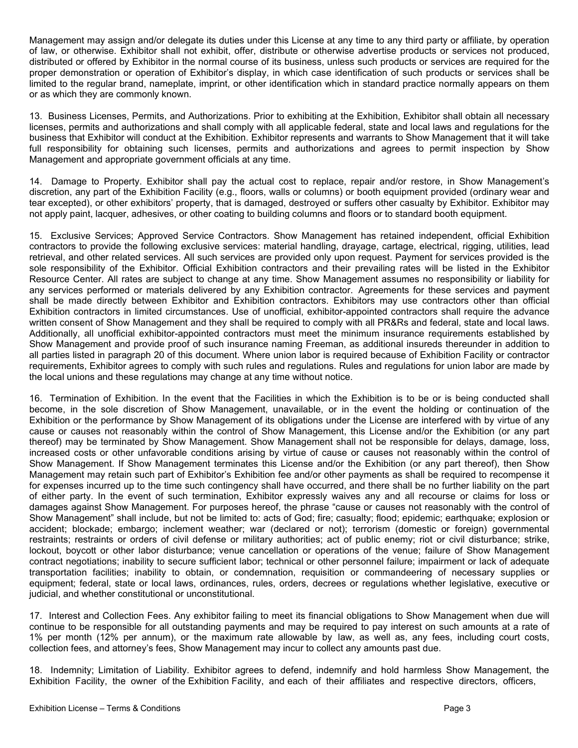Management may assign and/or delegate its duties under this License at any time to any third party or affiliate, by operation of law, or otherwise. Exhibitor shall not exhibit, offer, distribute or otherwise advertise products or services not produced, distributed or offered by Exhibitor in the normal course of its business, unless such products or services are required for the proper demonstration or operation of Exhibitor's display, in which case identification of such products or services shall be limited to the regular brand, nameplate, imprint, or other identification which in standard practice normally appears on them or as which they are commonly known.

13. Business Licenses, Permits, and Authorizations. Prior to exhibiting at the Exhibition, Exhibitor shall obtain all necessary licenses, permits and authorizations and shall comply with all applicable federal, state and local laws and regulations for the business that Exhibitor will conduct at the Exhibition. Exhibitor represents and warrants to Show Management that it will take full responsibility for obtaining such licenses, permits and authorizations and agrees to permit inspection by Show Management and appropriate government officials at any time.

14. Damage to Property. Exhibitor shall pay the actual cost to replace, repair and/or restore, in Show Management's discretion, any part of the Exhibition Facility (e.g., floors, walls or columns) or booth equipment provided (ordinary wear and tear excepted), or other exhibitors' property, that is damaged, destroyed or suffers other casualty by Exhibitor. Exhibitor may not apply paint, lacquer, adhesives, or other coating to building columns and floors or to standard booth equipment.

15. Exclusive Services; Approved Service Contractors. Show Management has retained independent, official Exhibition contractors to provide the following exclusive services: material handling, drayage, cartage, electrical, rigging, utilities, lead retrieval, and other related services. All such services are provided only upon request. Payment for services provided is the sole responsibility of the Exhibitor. Official Exhibition contractors and their prevailing rates will be listed in the Exhibitor Resource Center. All rates are subject to change at any time. Show Management assumes no responsibility or liability for any services performed or materials delivered by any Exhibition contractor. Agreements for these services and payment shall be made directly between Exhibitor and Exhibition contractors. Exhibitors may use contractors other than official Exhibition contractors in limited circumstances. Use of unofficial, exhibitor-appointed contractors shall require the advance written consent of Show Management and they shall be required to comply with all PR&Rs and federal, state and local laws. Additionally, all unofficial exhibitor-appointed contractors must meet the minimum insurance requirements established by Show Management and provide proof of such insurance naming Freeman, as additional insureds thereunder in addition to all parties listed in paragraph 20 of this document. Where union labor is required because of Exhibition Facility or contractor requirements, Exhibitor agrees to comply with such rules and regulations. Rules and regulations for union labor are made by the local unions and these regulations may change at any time without notice.

16. Termination of Exhibition. In the event that the Facilities in which the Exhibition is to be or is being conducted shall become, in the sole discretion of Show Management, unavailable, or in the event the holding or continuation of the Exhibition or the performance by Show Management of its obligations under the License are interfered with by virtue of any cause or causes not reasonably within the control of Show Management, this License and/or the Exhibition (or any part thereof) may be terminated by Show Management. Show Management shall not be responsible for delays, damage, loss, increased costs or other unfavorable conditions arising by virtue of cause or causes not reasonably within the control of Show Management. If Show Management terminates this License and/or the Exhibition (or any part thereof), then Show Management may retain such part of Exhibitor's Exhibition fee and/or other payments as shall be required to recompense it for expenses incurred up to the time such contingency shall have occurred, and there shall be no further liability on the part of either party. In the event of such termination, Exhibitor expressly waives any and all recourse or claims for loss or damages against Show Management. For purposes hereof, the phrase "cause or causes not reasonably within the control of Show Management" shall include, but not be limited to: acts of God; fire; casualty; flood; epidemic; earthquake; explosion or accident; blockade; embargo; inclement weather; war (declared or not); terrorism (domestic or foreign) governmental restraints; restraints or orders of civil defense or military authorities; act of public enemy; riot or civil disturbance; strike, lockout, boycott or other labor disturbance; venue cancellation or operations of the venue; failure of Show Management contract negotiations; inability to secure sufficient labor; technical or other personnel failure; impairment or lack of adequate transportation facilities; inability to obtain, or condemnation, requisition or commandeering of necessary supplies or equipment; federal, state or local laws, ordinances, rules, orders, decrees or regulations whether legislative, executive or judicial, and whether constitutional or unconstitutional.

17. Interest and Collection Fees. Any exhibitor failing to meet its financial obligations to Show Management when due will continue to be responsible for all outstanding payments and may be required to pay interest on such amounts at a rate of 1% per month (12% per annum), or the maximum rate allowable by law, as well as, any fees, including court costs, collection fees, and attorney's fees, Show Management may incur to collect any amounts past due.

18. Indemnity; Limitation of Liability. Exhibitor agrees to defend, indemnify and hold harmless Show Management, the Exhibition Facility, the owner of the Exhibition Facility, and each of their affiliates and respective directors, officers,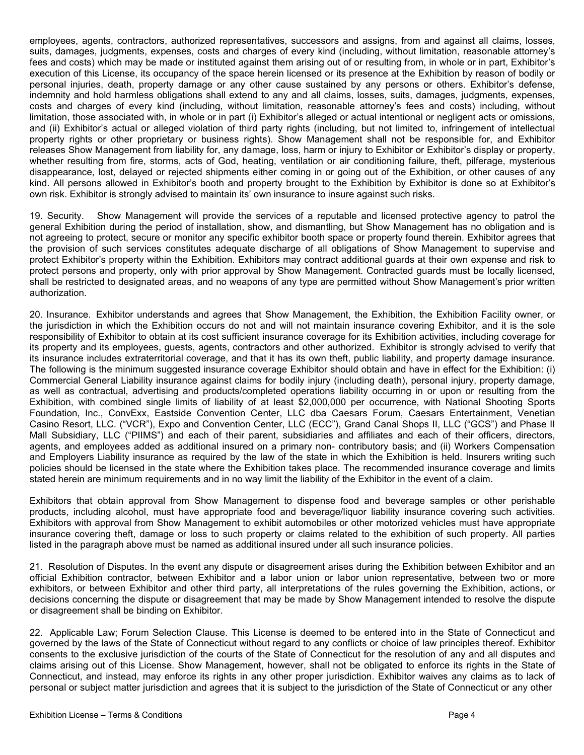employees, agents, contractors, authorized representatives, successors and assigns, from and against all claims, losses, suits, damages, judgments, expenses, costs and charges of every kind (including, without limitation, reasonable attorney's fees and costs) which may be made or instituted against them arising out of or resulting from, in whole or in part, Exhibitor's execution of this License, its occupancy of the space herein licensed or its presence at the Exhibition by reason of bodily or personal injuries, death, property damage or any other cause sustained by any persons or others. Exhibitor's defense, indemnity and hold harmless obligations shall extend to any and all claims, losses, suits, damages, judgments, expenses, costs and charges of every kind (including, without limitation, reasonable attorney's fees and costs) including, without limitation, those associated with, in whole or in part (i) Exhibitor's alleged or actual intentional or negligent acts or omissions, and (ii) Exhibitor's actual or alleged violation of third party rights (including, but not limited to, infringement of intellectual property rights or other proprietary or business rights). Show Management shall not be responsible for, and Exhibitor releases Show Management from liability for, any damage, loss, harm or injury to Exhibitor or Exhibitor's display or property, whether resulting from fire, storms, acts of God, heating, ventilation or air conditioning failure, theft, pilferage, mysterious disappearance, lost, delayed or rejected shipments either coming in or going out of the Exhibition, or other causes of any kind. All persons allowed in Exhibitor's booth and property brought to the Exhibition by Exhibitor is done so at Exhibitor's own risk. Exhibitor is strongly advised to maintain its' own insurance to insure against such risks.

19. Security. Show Management will provide the services of a reputable and licensed protective agency to patrol the general Exhibition during the period of installation, show, and dismantling, but Show Management has no obligation and is not agreeing to protect, secure or monitor any specific exhibitor booth space or property found therein. Exhibitor agrees that the provision of such services constitutes adequate discharge of all obligations of Show Management to supervise and protect Exhibitor's property within the Exhibition. Exhibitors may contract additional guards at their own expense and risk to protect persons and property, only with prior approval by Show Management. Contracted guards must be locally licensed, shall be restricted to designated areas, and no weapons of any type are permitted without Show Management's prior written authorization.

20. Insurance. Exhibitor understands and agrees that Show Management, the Exhibition, the Exhibition Facility owner, or the jurisdiction in which the Exhibition occurs do not and will not maintain insurance covering Exhibitor, and it is the sole responsibility of Exhibitor to obtain at its cost sufficient insurance coverage for its Exhibition activities, including coverage for its property and its employees, guests, agents, contractors and other authorized. Exhibitor is strongly advised to verify that its insurance includes extraterritorial coverage, and that it has its own theft, public liability, and property damage insurance. The following is the minimum suggested insurance coverage Exhibitor should obtain and have in effect for the Exhibition: (i) Commercial General Liability insurance against claims for bodily injury (including death), personal injury, property damage, as well as contractual, advertising and products/completed operations liability occurring in or upon or resulting from the Exhibition, with combined single limits of liability of at least $2,000,000 per occurrence, with National Shooting Sports Foundation, Inc., ConvExx, Eastside Convention Center, LLC dba Caesars Forum, Caesars Entertainment, Venetian Casino Resort, LLC. ("VCR"), Expo and Convention Center, LLC (ECC"), Grand Canal Shops II, LLC ("GCS") and Phase II Mall Subsidiary, LLC ("PIIMS") and each of their parent, subsidiaries and affiliates and each of their officers, directors, agents, and employees added as additional insured on a primary non- contributory basis; and (ii) Workers Compensation and Employers Liability insurance as required by the law of the state in which the Exhibition is held. Insurers writing such policies should be licensed in the state where the Exhibition takes place. The recommended insurance coverage and limits stated herein are minimum requirements and in no way limit the liability of the Exhibitor in the event of a claim.

Exhibitors that obtain approval from Show Management to dispense food and beverage samples or other perishable products, including alcohol, must have appropriate food and beverage/liquor liability insurance covering such activities. Exhibitors with approval from Show Management to exhibit automobiles or other motorized vehicles must have appropriate insurance covering theft, damage or loss to such property or claims related to the exhibition of such property. All parties listed in the paragraph above must be named as additional insured under all such insurance policies.

21. Resolution of Disputes. In the event any dispute or disagreement arises during the Exhibition between Exhibitor and an official Exhibition contractor, between Exhibitor and a labor union or labor union representative, between two or more exhibitors, or between Exhibitor and other third party, all interpretations of the rules governing the Exhibition, actions, or decisions concerning the dispute or disagreement that may be made by Show Management intended to resolve the dispute or disagreement shall be binding on Exhibitor.

22. Applicable Law; Forum Selection Clause. This License is deemed to be entered into in the State of Connecticut and governed by the laws of the State of Connecticut without regard to any conflicts or choice of law principles thereof. Exhibitor consents to the exclusive jurisdiction of the courts of the State of Connecticut for the resolution of any and all disputes and claims arising out of this License. Show Management, however, shall not be obligated to enforce its rights in the State of Connecticut, and instead, may enforce its rights in any other proper jurisdiction. Exhibitor waives any claims as to lack of personal or subject matter jurisdiction and agrees that it is subject to the jurisdiction of the State of Connecticut or any other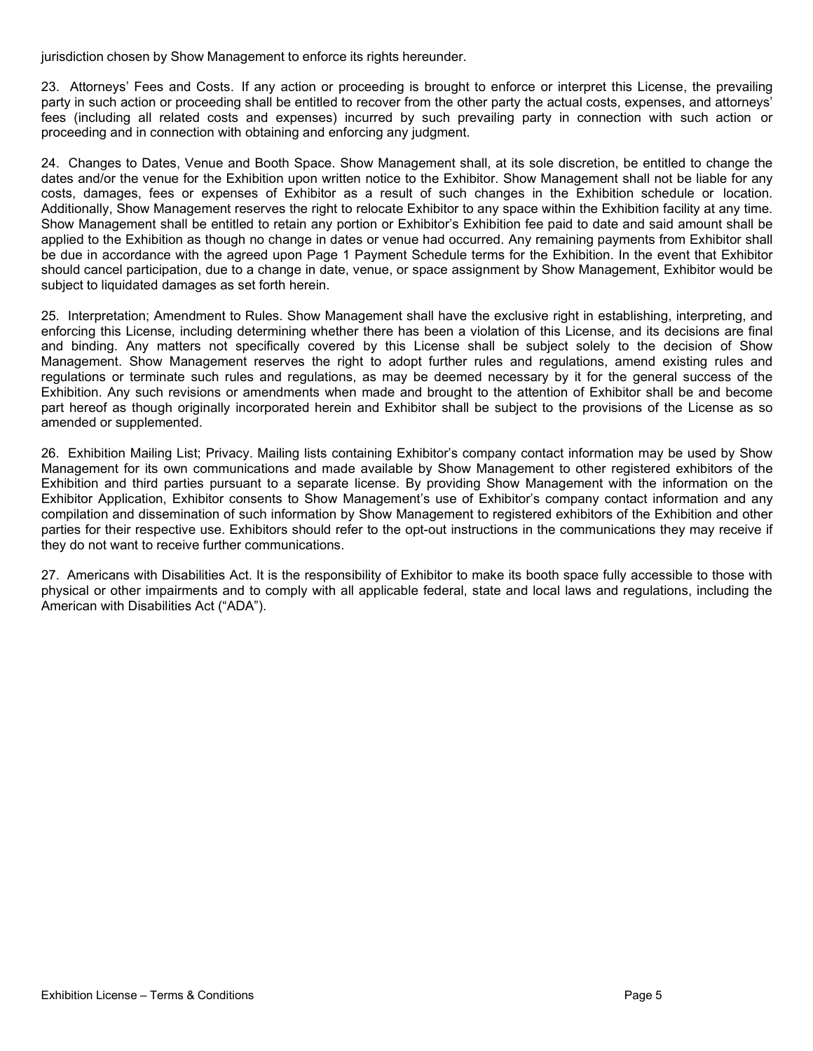jurisdiction chosen by Show Management to enforce its rights hereunder.

23. Attorneys' Fees and Costs. If any action or proceeding is brought to enforce or interpret this License, the prevailing party in such action or proceeding shall be entitled to recover from the other party the actual costs, expenses, and attorneys' fees (including all related costs and expenses) incurred by such prevailing party in connection with such action or proceeding and in connection with obtaining and enforcing any judgment.

24. Changes to Dates, Venue and Booth Space. Show Management shall, at its sole discretion, be entitled to change the dates and/or the venue for the Exhibition upon written notice to the Exhibitor. Show Management shall not be liable for any costs, damages, fees or expenses of Exhibitor as a result of such changes in the Exhibition schedule or location. Additionally, Show Management reserves the right to relocate Exhibitor to any space within the Exhibition facility at any time. Show Management shall be entitled to retain any portion or Exhibitor's Exhibition fee paid to date and said amount shall be applied to the Exhibition as though no change in dates or venue had occurred. Any remaining payments from Exhibitor shall be due in accordance with the agreed upon Page 1 Payment Schedule terms for the Exhibition. In the event that Exhibitor should cancel participation, due to a change in date, venue, or space assignment by Show Management, Exhibitor would be subject to liquidated damages as set forth herein.

25. Interpretation; Amendment to Rules. Show Management shall have the exclusive right in establishing, interpreting, and enforcing this License, including determining whether there has been a violation of this License, and its decisions are final and binding. Any matters not specifically covered by this License shall be subject solely to the decision of Show Management. Show Management reserves the right to adopt further rules and regulations, amend existing rules and regulations or terminate such rules and regulations, as may be deemed necessary by it for the general success of the Exhibition. Any such revisions or amendments when made and brought to the attention of Exhibitor shall be and become part hereof as though originally incorporated herein and Exhibitor shall be subject to the provisions of the License as so amended or supplemented.

26. Exhibition Mailing List; Privacy. Mailing lists containing Exhibitor's company contact information may be used by Show Management for its own communications and made available by Show Management to other registered exhibitors of the Exhibition and third parties pursuant to a separate license. By providing Show Management with the information on the Exhibitor Application, Exhibitor consents to Show Management's use of Exhibitor's company contact information and any compilation and dissemination of such information by Show Management to registered exhibitors of the Exhibition and other parties for their respective use. Exhibitors should refer to the opt-out instructions in the communications they may receive if they do not want to receive further communications.

27. Americans with Disabilities Act. It is the responsibility of Exhibitor to make its booth space fully accessible to those with physical or other impairments and to comply with all applicable federal, state and local laws and regulations, including the American with Disabilities Act ("ADA").